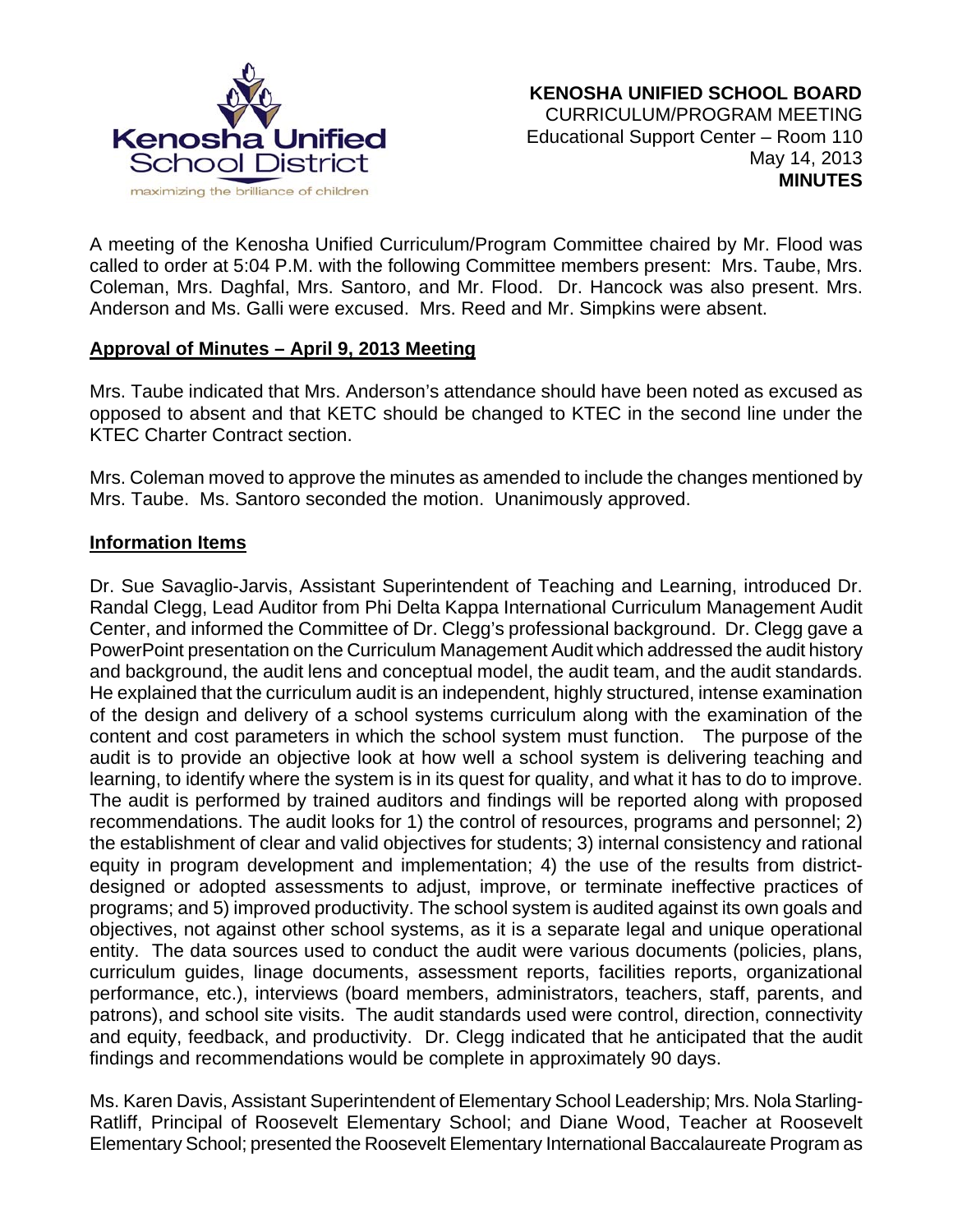**KENOSHA UNIFIED SCHOOL BOARD**
CURRICULUM/PROGRAM MEETING
Educational Support Center – Room 110
May 14, 2013
**MINUTES**

A meeting of the Kenosha Unified Curriculum/Program Committee chaired by Mr. Flood was called to order at 5:04 P.M. with the following Committee members present: Mrs. Taube, Mrs. Coleman, Mrs. Daghfal, Mrs. Santoro, and Mr. Flood. Dr. Hancock was also present. Mrs. Anderson and Ms. Galli were excused. Mrs. Reed and Mr. Simpkins were absent.

**Approval of Minutes – April 9, 2013 Meeting**

Mrs. Taube indicated that Mrs. Anderson's attendance should have been noted as excused as opposed to absent and that KETC should be changed to KTEC in the second line under the KTEC Charter Contract section.

Mrs. Coleman moved to approve the minutes as amended to include the changes mentioned by Mrs. Taube. Ms. Santoro seconded the motion. Unanimously approved.

**Information Items**

Dr. Sue Savaglio-Jarvis, Assistant Superintendent of Teaching and Learning, introduced Dr. Randal Clegg, Lead Auditor from Phi Delta Kappa International Curriculum Management Audit Center, and informed the Committee of Dr. Clegg's professional background. Dr. Clegg gave a PowerPoint presentation on the Curriculum Management Audit which addressed the audit history and background, the audit lens and conceptual model, the audit team, and the audit standards. He explained that the curriculum audit is an independent, highly structured, intense examination of the design and delivery of a school systems curriculum along with the examination of the content and cost parameters in which the school system must function. The purpose of the audit is to provide an objective look at how well a school system is delivering teaching and learning, to identify where the system is in its quest for quality, and what it has to do to improve. The audit is performed by trained auditors and findings will be reported along with proposed recommendations. The audit looks for 1) the control of resources, programs and personnel; 2) the establishment of clear and valid objectives for students; 3) internal consistency and rational equity in program development and implementation; 4) the use of the results from district-designed or adopted assessments to adjust, improve, or terminate ineffective practices of programs; and 5) improved productivity. The school system is audited against its own goals and objectives, not against other school systems, as it is a separate legal and unique operational entity. The data sources used to conduct the audit were various documents (policies, plans, curriculum guides, linage documents, assessment reports, facilities reports, organizational performance, etc.), interviews (board members, administrators, teachers, staff, parents, and patrons), and school site visits. The audit standards used were control, direction, connectivity and equity, feedback, and productivity. Dr. Clegg indicated that he anticipated that the audit findings and recommendations would be complete in approximately 90 days.

Ms. Karen Davis, Assistant Superintendent of Elementary School Leadership; Mrs. Nola Starling-Ratliff, Principal of Roosevelt Elementary School; and Diane Wood, Teacher at Roosevelt Elementary School; presented the Roosevelt Elementary International Baccalaureate Program as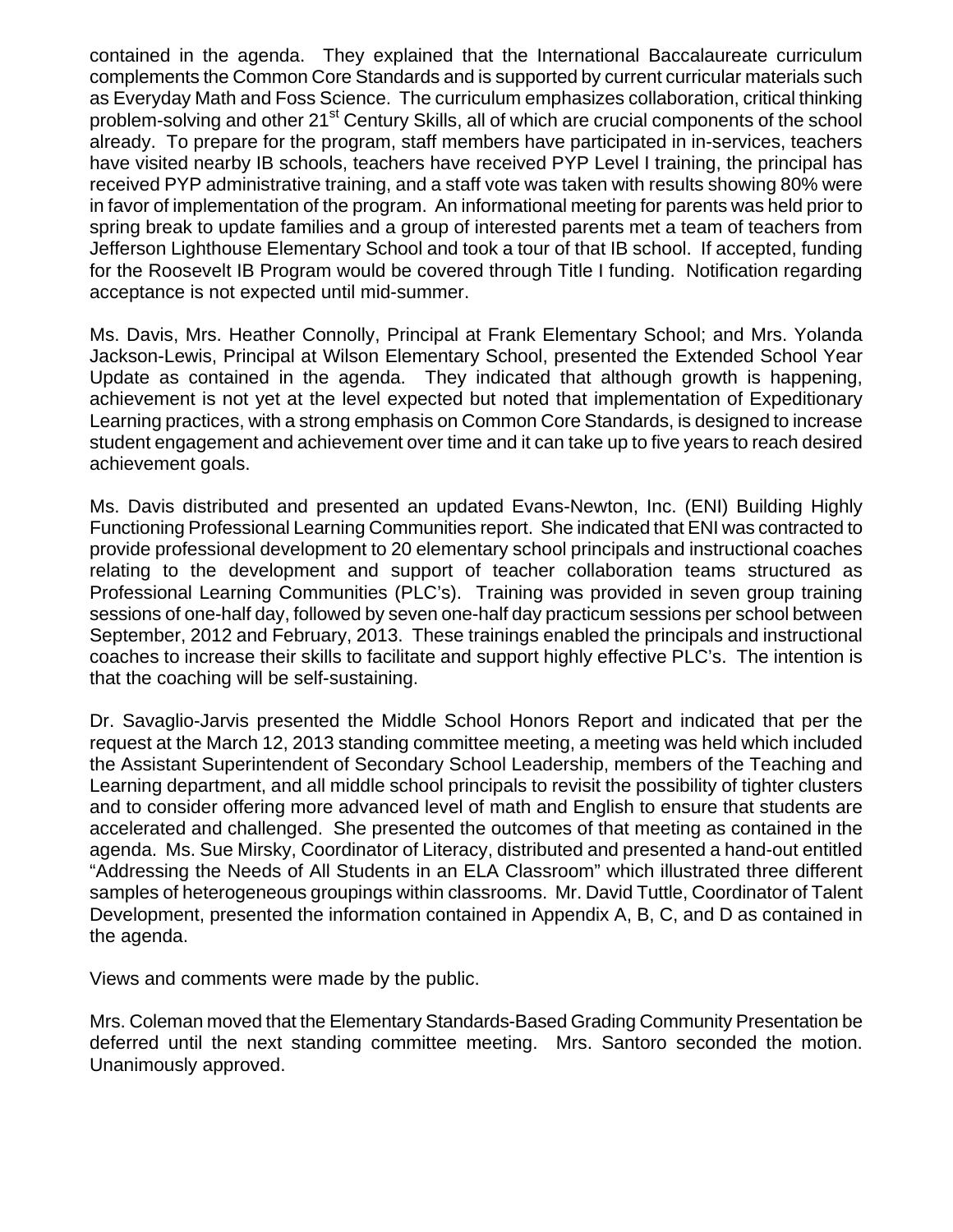contained in the agenda. They explained that the International Baccalaureate curriculum complements the Common Core Standards and is supported by current curricular materials such as Everyday Math and Foss Science. The curriculum emphasizes collaboration, critical thinking problem-solving and other 21st Century Skills, all of which are crucial components of the school already. To prepare for the program, staff members have participated in in-services, teachers have visited nearby IB schools, teachers have received PYP Level I training, the principal has received PYP administrative training, and a staff vote was taken with results showing 80% were in favor of implementation of the program. An informational meeting for parents was held prior to spring break to update families and a group of interested parents met a team of teachers from Jefferson Lighthouse Elementary School and took a tour of that IB school. If accepted, funding for the Roosevelt IB Program would be covered through Title I funding. Notification regarding acceptance is not expected until mid-summer.

Ms. Davis, Mrs. Heather Connolly, Principal at Frank Elementary School; and Mrs. Yolanda Jackson-Lewis, Principal at Wilson Elementary School, presented the Extended School Year Update as contained in the agenda. They indicated that although growth is happening, achievement is not yet at the level expected but noted that implementation of Expeditionary Learning practices, with a strong emphasis on Common Core Standards, is designed to increase student engagement and achievement over time and it can take up to five years to reach desired achievement goals.

Ms. Davis distributed and presented an updated Evans-Newton, Inc. (ENI) Building Highly Functioning Professional Learning Communities report. She indicated that ENI was contracted to provide professional development to 20 elementary school principals and instructional coaches relating to the development and support of teacher collaboration teams structured as Professional Learning Communities (PLC's). Training was provided in seven group training sessions of one-half day, followed by seven one-half day practicum sessions per school between September, 2012 and February, 2013. These trainings enabled the principals and instructional coaches to increase their skills to facilitate and support highly effective PLC's. The intention is that the coaching will be self-sustaining.

Dr. Savaglio-Jarvis presented the Middle School Honors Report and indicated that per the request at the March 12, 2013 standing committee meeting, a meeting was held which included the Assistant Superintendent of Secondary School Leadership, members of the Teaching and Learning department, and all middle school principals to revisit the possibility of tighter clusters and to consider offering more advanced level of math and English to ensure that students are accelerated and challenged. She presented the outcomes of that meeting as contained in the agenda. Ms. Sue Mirsky, Coordinator of Literacy, distributed and presented a hand-out entitled "Addressing the Needs of All Students in an ELA Classroom" which illustrated three different samples of heterogeneous groupings within classrooms. Mr. David Tuttle, Coordinator of Talent Development, presented the information contained in Appendix A, B, C, and D as contained in the agenda.

Views and comments were made by the public.

Mrs. Coleman moved that the Elementary Standards-Based Grading Community Presentation be deferred until the next standing committee meeting. Mrs. Santoro seconded the motion. Unanimously approved.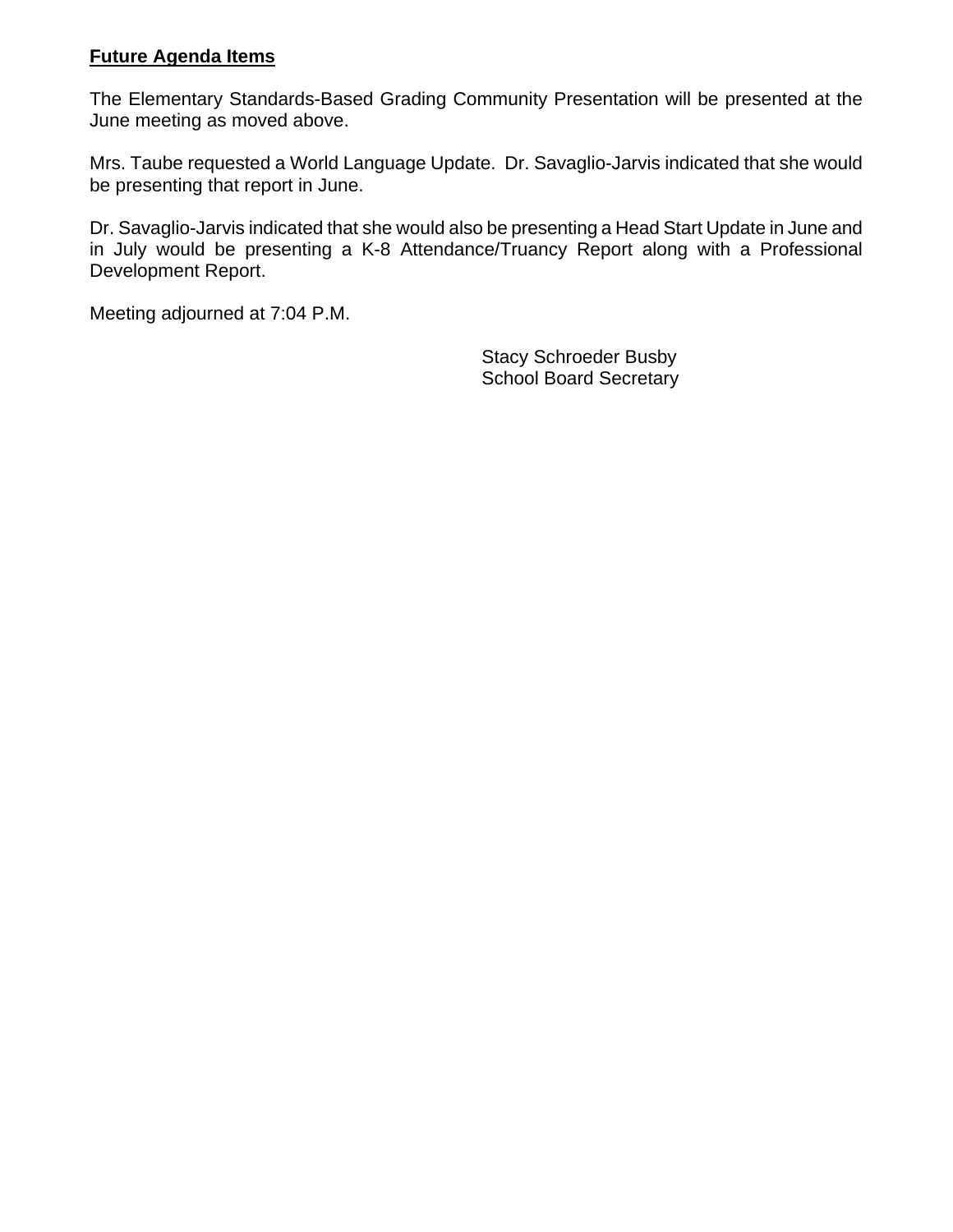**Future Agenda Items**

The Elementary Standards-Based Grading Community Presentation will be presented at the June meeting as moved above.

Mrs. Taube requested a World Language Update. Dr. Savaglio-Jarvis indicated that she would be presenting that report in June.

Dr. Savaglio-Jarvis indicated that she would also be presenting a Head Start Update in June and in July would be presenting a K-8 Attendance/Truancy Report along with a Professional Development Report.

Meeting adjourned at 7:04 P.M.

Stacy Schroeder Busby
School Board Secretary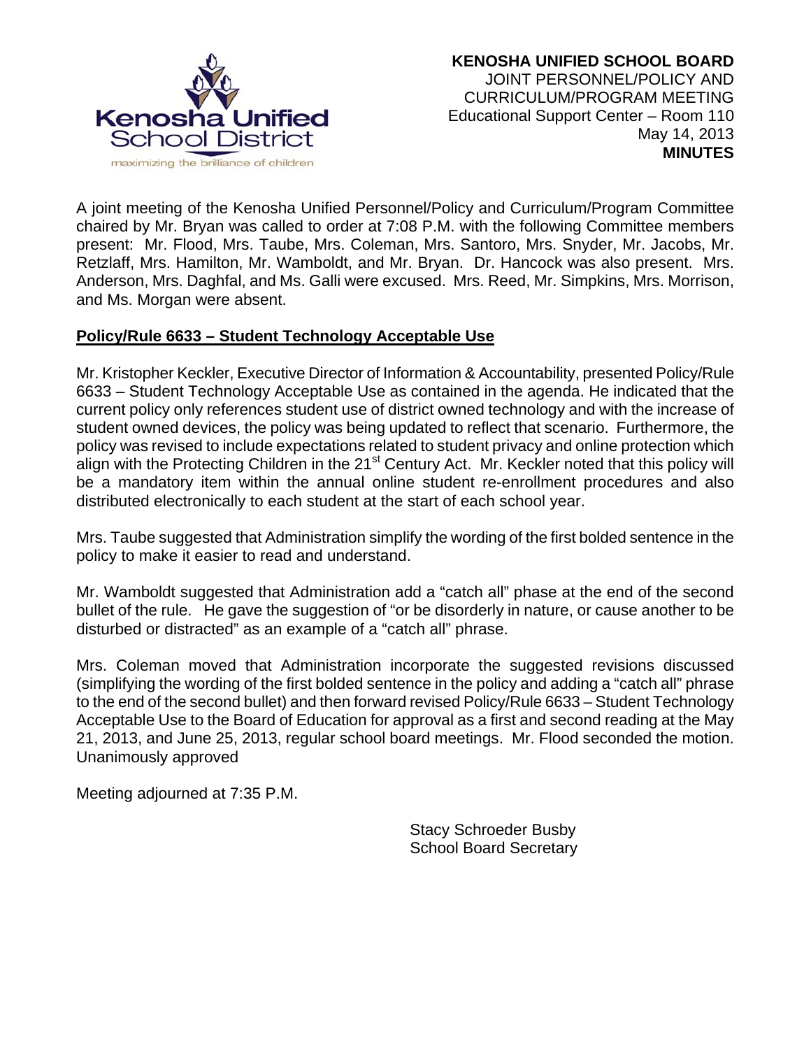**KENOSHA UNIFIED SCHOOL BOARD**
JOINT PERSONNEL/POLICY AND
CURRICULUM/PROGRAM MEETING
Educational Support Center – Room 110
May 14, 2013
**MINUTES**

A joint meeting of the Kenosha Unified Personnel/Policy and Curriculum/Program Committee chaired by Mr. Bryan was called to order at 7:08 P.M. with the following Committee members present: Mr. Flood, Mrs. Taube, Mrs. Coleman, Mrs. Santoro, Mrs. Snyder, Mr. Jacobs, Mr. Retzlaff, Mrs. Hamilton, Mr. Wamboldt, and Mr. Bryan. Dr. Hancock was also present. Mrs. Anderson, Mrs. Daghfal, and Ms. Galli were excused. Mrs. Reed, Mr. Simpkins, Mrs. Morrison, and Ms. Morgan were absent.

**Policy/Rule 6633 – Student Technology Acceptable Use**

Mr. Kristopher Keckler, Executive Director of Information & Accountability, presented Policy/Rule 6633 – Student Technology Acceptable Use as contained in the agenda. He indicated that the current policy only references student use of district owned technology and with the increase of student owned devices, the policy was being updated to reflect that scenario. Furthermore, the policy was revised to include expectations related to student privacy and online protection which align with the Protecting Children in the 21st Century Act. Mr. Keckler noted that this policy will be a mandatory item within the annual online student re-enrollment procedures and also distributed electronically to each student at the start of each school year.

Mrs. Taube suggested that Administration simplify the wording of the first bolded sentence in the policy to make it easier to read and understand.

Mr. Wamboldt suggested that Administration add a "catch all" phase at the end of the second bullet of the rule. He gave the suggestion of "or be disorderly in nature, or cause another to be disturbed or distracted" as an example of a "catch all" phrase.

Mrs. Coleman moved that Administration incorporate the suggested revisions discussed (simplifying the wording of the first bolded sentence in the policy and adding a "catch all" phrase to the end of the second bullet) and then forward revised Policy/Rule 6633 – Student Technology Acceptable Use to the Board of Education for approval as a first and second reading at the May 21, 2013, and June 25, 2013, regular school board meetings. Mr. Flood seconded the motion. Unanimously approved

Meeting adjourned at 7:35 P.M.

Stacy Schroeder Busby
School Board Secretary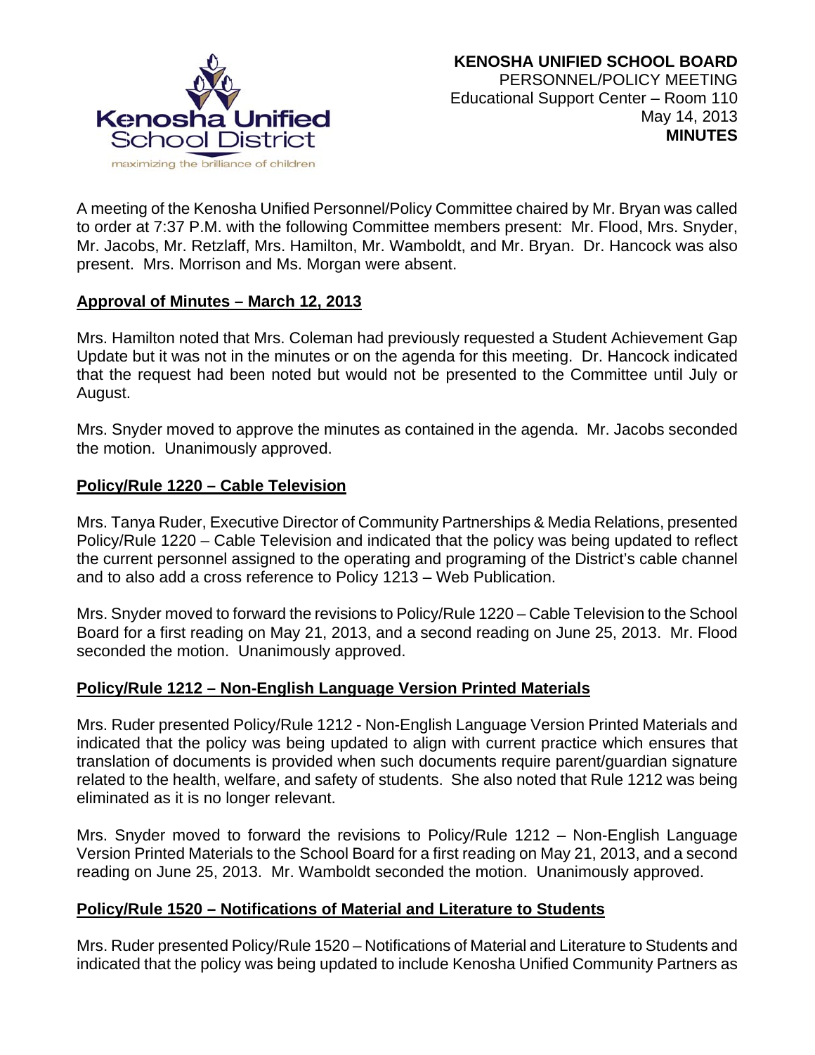**KENOSHA UNIFIED SCHOOL BOARD**
PERSONNEL/POLICY MEETING
Educational Support Center – Room 110
May 14, 2013
**MINUTES**

A meeting of the Kenosha Unified Personnel/Policy Committee chaired by Mr. Bryan was called to order at 7:37 P.M. with the following Committee members present: Mr. Flood, Mrs. Snyder, Mr. Jacobs, Mr. Retzlaff, Mrs. Hamilton, Mr. Wamboldt, and Mr. Bryan. Dr. Hancock was also present. Mrs. Morrison and Ms. Morgan were absent.

**Approval of Minutes – March 12, 2013**

Mrs. Hamilton noted that Mrs. Coleman had previously requested a Student Achievement Gap Update but it was not in the minutes or on the agenda for this meeting. Dr. Hancock indicated that the request had been noted but would not be presented to the Committee until July or August.

Mrs. Snyder moved to approve the minutes as contained in the agenda. Mr. Jacobs seconded the motion. Unanimously approved.

**Policy/Rule 1220 – Cable Television**

Mrs. Tanya Ruder, Executive Director of Community Partnerships & Media Relations, presented Policy/Rule 1220 – Cable Television and indicated that the policy was being updated to reflect the current personnel assigned to the operating and programing of the District's cable channel and to also add a cross reference to Policy 1213 – Web Publication.

Mrs. Snyder moved to forward the revisions to Policy/Rule 1220 – Cable Television to the School Board for a first reading on May 21, 2013, and a second reading on June 25, 2013. Mr. Flood seconded the motion. Unanimously approved.

**Policy/Rule 1212 – Non-English Language Version Printed Materials**

Mrs. Ruder presented Policy/Rule 1212 - Non-English Language Version Printed Materials and indicated that the policy was being updated to align with current practice which ensures that translation of documents is provided when such documents require parent/guardian signature related to the health, welfare, and safety of students. She also noted that Rule 1212 was being eliminated as it is no longer relevant.

Mrs. Snyder moved to forward the revisions to Policy/Rule 1212 – Non-English Language Version Printed Materials to the School Board for a first reading on May 21, 2013, and a second reading on June 25, 2013. Mr. Wamboldt seconded the motion. Unanimously approved.

**Policy/Rule 1520 – Notifications of Material and Literature to Students**

Mrs. Ruder presented Policy/Rule 1520 – Notifications of Material and Literature to Students and indicated that the policy was being updated to include Kenosha Unified Community Partners as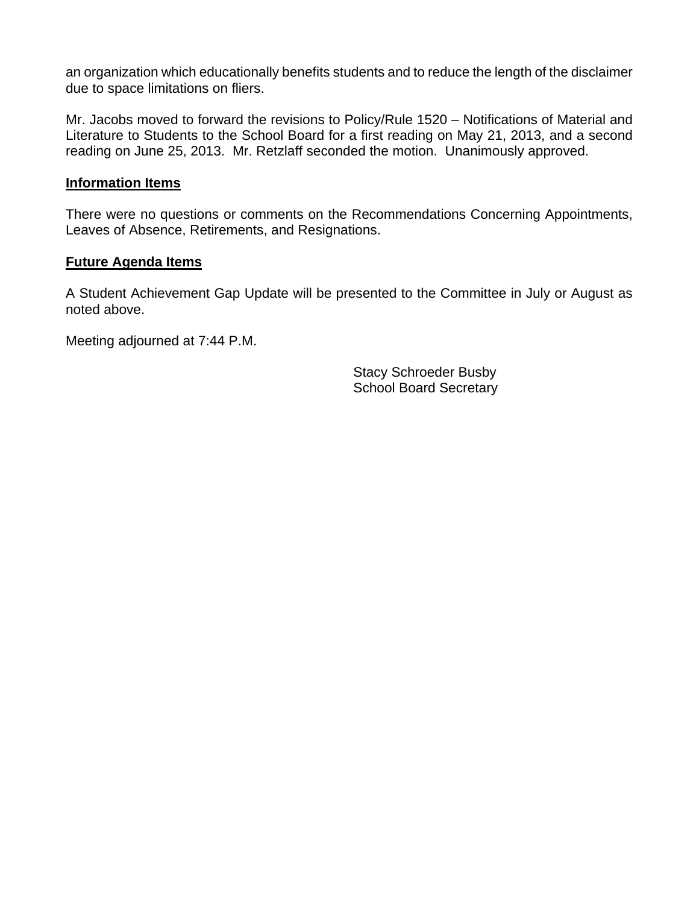an organization which educationally benefits students and to reduce the length of the disclaimer due to space limitations on fliers.

Mr. Jacobs moved to forward the revisions to Policy/Rule 1520 – Notifications of Material and Literature to Students to the School Board for a first reading on May 21, 2013, and a second reading on June 25, 2013. Mr. Retzlaff seconded the motion. Unanimously approved.

**Information Items**

There were no questions or comments on the Recommendations Concerning Appointments, Leaves of Absence, Retirements, and Resignations.

**Future Agenda Items**

A Student Achievement Gap Update will be presented to the Committee in July or August as noted above.

Meeting adjourned at 7:44 P.M.

Stacy Schroeder Busby
School Board Secretary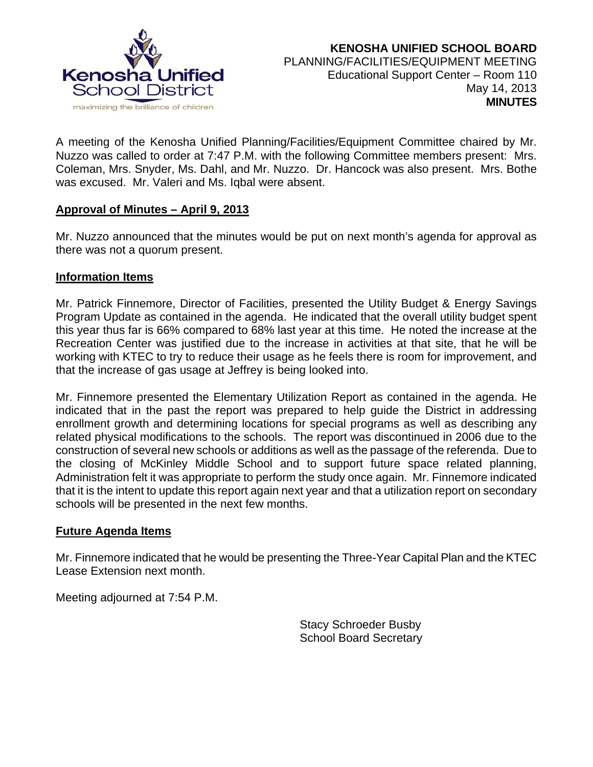**KENOSHA UNIFIED SCHOOL BOARD**
PLANNING/FACILITIES/EQUIPMENT MEETING
Educational Support Center – Room 110
May 14, 2013
**MINUTES**

A meeting of the Kenosha Unified Planning/Facilities/Equipment Committee chaired by Mr. Nuzzo was called to order at 7:47 P.M. with the following Committee members present: Mrs. Coleman, Mrs. Snyder, Ms. Dahl, and Mr. Nuzzo. Dr. Hancock was also present. Mrs. Bothe was excused. Mr. Valeri and Ms. Iqbal were absent.

**Approval of Minutes – April 9, 2013**

Mr. Nuzzo announced that the minutes would be put on next month's agenda for approval as there was not a quorum present.

**Information Items**

Mr. Patrick Finnemore, Director of Facilities, presented the Utility Budget & Energy Savings Program Update as contained in the agenda. He indicated that the overall utility budget spent this year thus far is 66% compared to 68% last year at this time. He noted the increase at the Recreation Center was justified due to the increase in activities at that site, that he will be working with KTEC to try to reduce their usage as he feels there is room for improvement, and that the increase of gas usage at Jeffrey is being looked into.

Mr. Finnemore presented the Elementary Utilization Report as contained in the agenda. He indicated that in the past the report was prepared to help guide the District in addressing enrollment growth and determining locations for special programs as well as describing any related physical modifications to the schools. The report was discontinued in 2006 due to the construction of several new schools or additions as well as the passage of the referenda. Due to the closing of McKinley Middle School and to support future space related planning, Administration felt it was appropriate to perform the study once again. Mr. Finnemore indicated that it is the intent to update this report again next year and that a utilization report on secondary schools will be presented in the next few months.

**Future Agenda Items**

Mr. Finnemore indicated that he would be presenting the Three-Year Capital Plan and the KTEC Lease Extension next month.

Meeting adjourned at 7:54 P.M.

Stacy Schroeder Busby
School Board Secretary